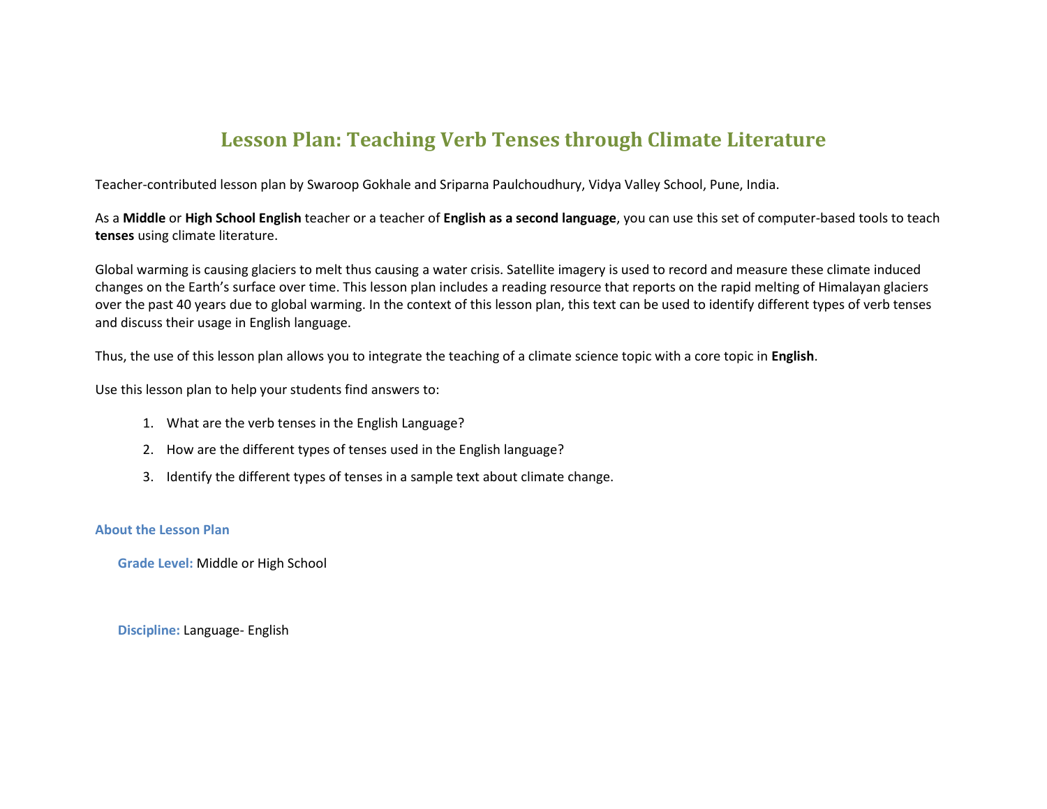# Lesson Plan: Teaching Verb Tenses through Climate Literature

Teacher-contributed lesson plan by Swaroop Gokhale and Sriparna Paulchoudhury, Vidya Valley School, Pune, India.

As a **Middle** or **High School English** teacher or a teacher of **English as a second language**, you can use this set of computer-based tools to teach **tenses** using climate literature.

Global warming is causing glaciers to melt thus causing a water crisis. Satellite imagery is used to record and measure these climate induced changes on the Earth's surface over time. This lesson plan includes a reading resource that reports on the rapid melting of Himalayan glaciers over the past 40 years due to global warming. In the context of this lesson plan, this text can be used to identify different types of verb tenses and discuss their usage in English language.

Thus, the use of this lesson plan allows you to integrate the teaching of a climate science topic with a core topic in **English**.

Use this lesson plan to help your students find answers to:

1. What are the verb tenses in the English Language?
2. How are the different types of tenses used in the English language?
3. Identify the different types of tenses in a sample text about climate change.

### About the Lesson Plan

**Grade Level:** Middle or High School

**Discipline:** Language- English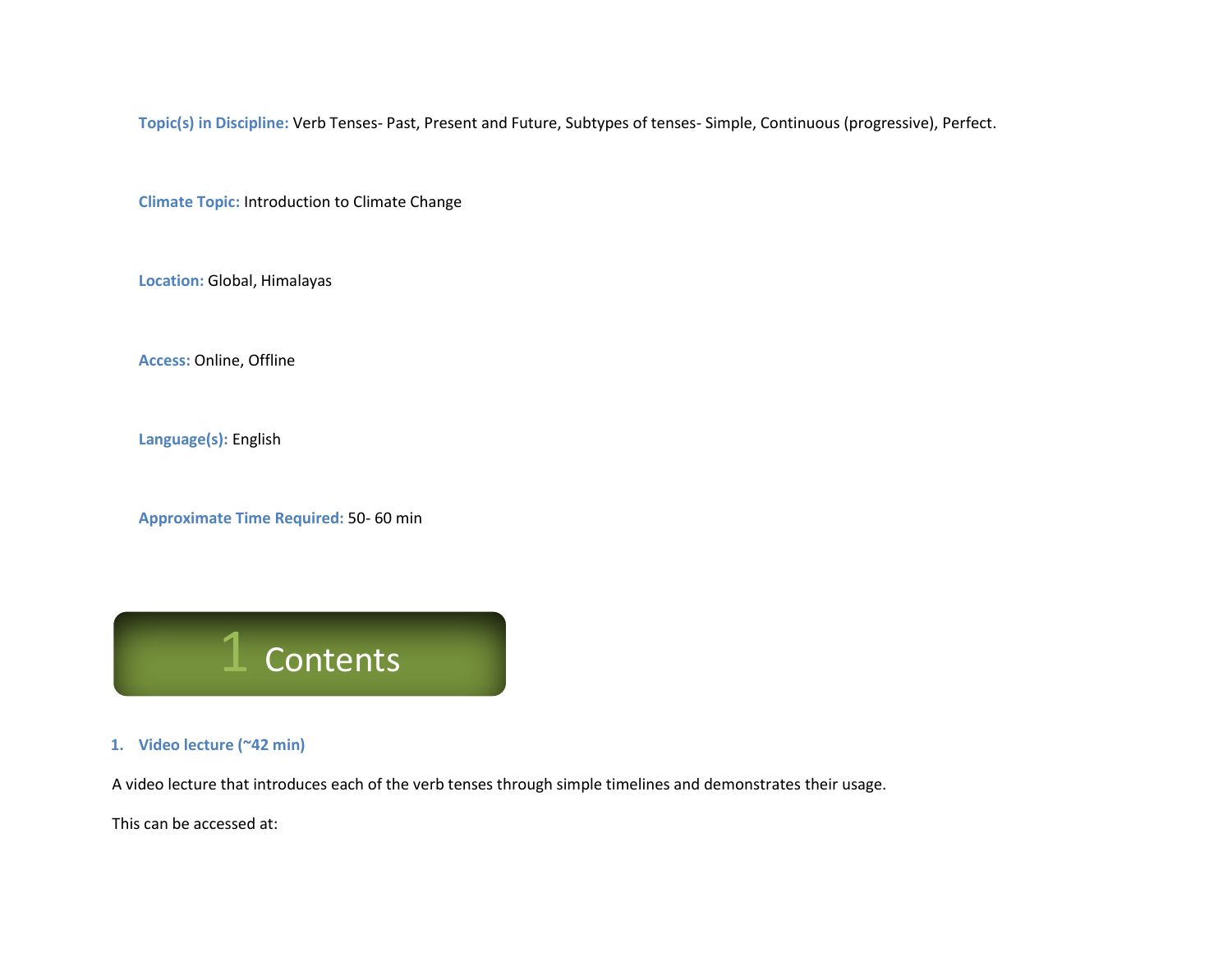**Topic(s) in Discipline:** Verb Tenses- Past, Present and Future, Subtypes of tenses- Simple, Continuous (progressive), Perfect.

**Climate Topic:** Introduction to Climate Change

**Location:** Global, Himalayas

**Access:** Online, Offline

**Language(s):** English

**Approximate Time Required:** 50- 60 min

# 1 Contents

1. **Video lecture (~42 min)**

A video lecture that introduces each of the verb tenses through simple timelines and demonstrates their usage.

This can be accessed at: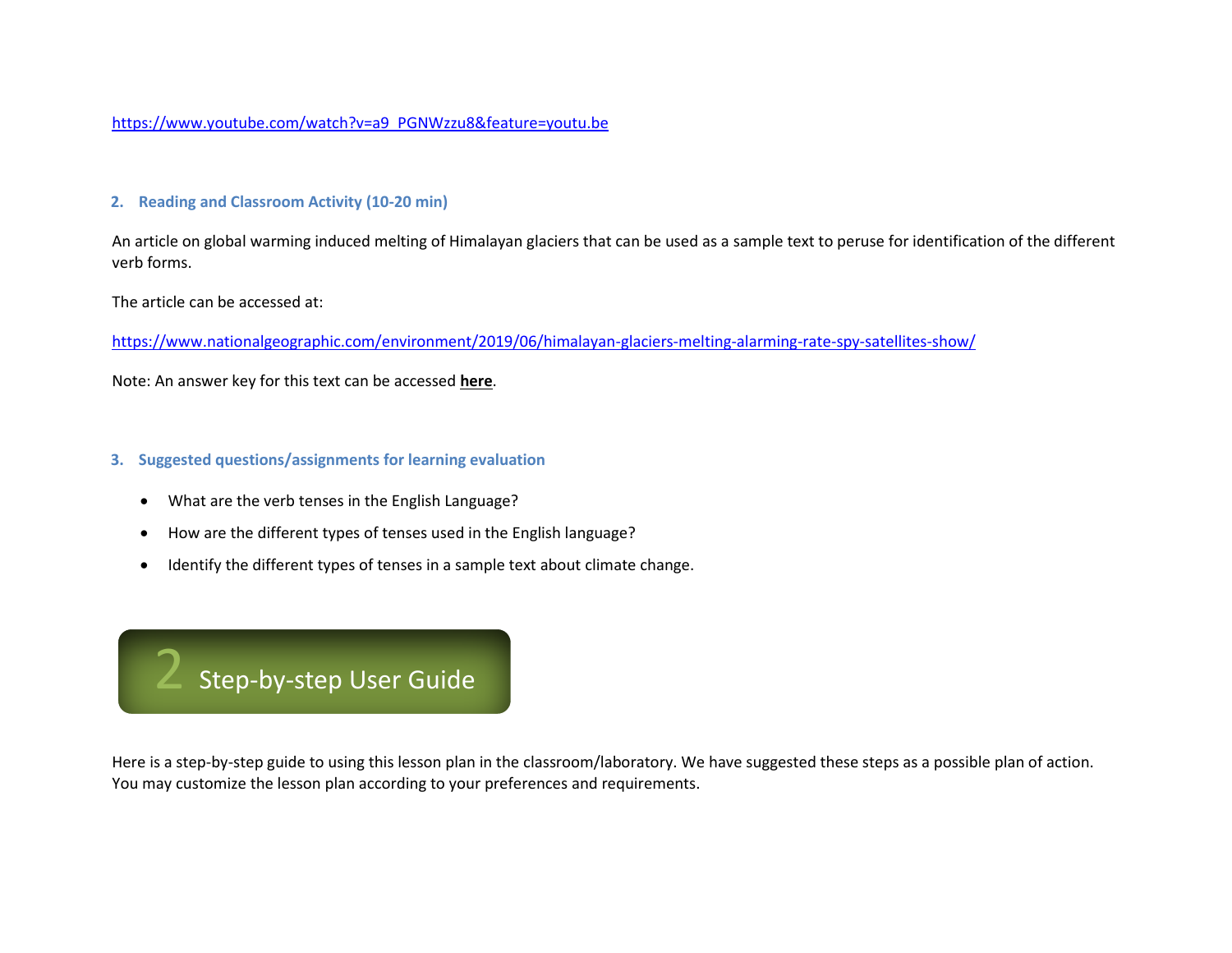https://www.youtube.com/watch?v=a9_PGNWzzu8&feature=youtu.be

### 2. Reading and Classroom Activity (10-20 min)

An article on global warming induced melting of Himalayan glaciers that can be used as a sample text to peruse for identification of the different verb forms.

The article can be accessed at:

https://www.nationalgeographic.com/environment/2019/06/himalayan-glaciers-melting-alarming-rate-spy-satellites-show/

Note: An answer key for this text can be accessed **here**.

### 3. Suggested questions/assignments for learning evaluation

- What are the verb tenses in the English Language?
- How are the different types of tenses used in the English language?
- Identify the different types of tenses in a sample text about climate change.

## 2 Step-by-step User Guide

Here is a step-by-step guide to using this lesson plan in the classroom/laboratory. We have suggested these steps as a possible plan of action. You may customize the lesson plan according to your preferences and requirements.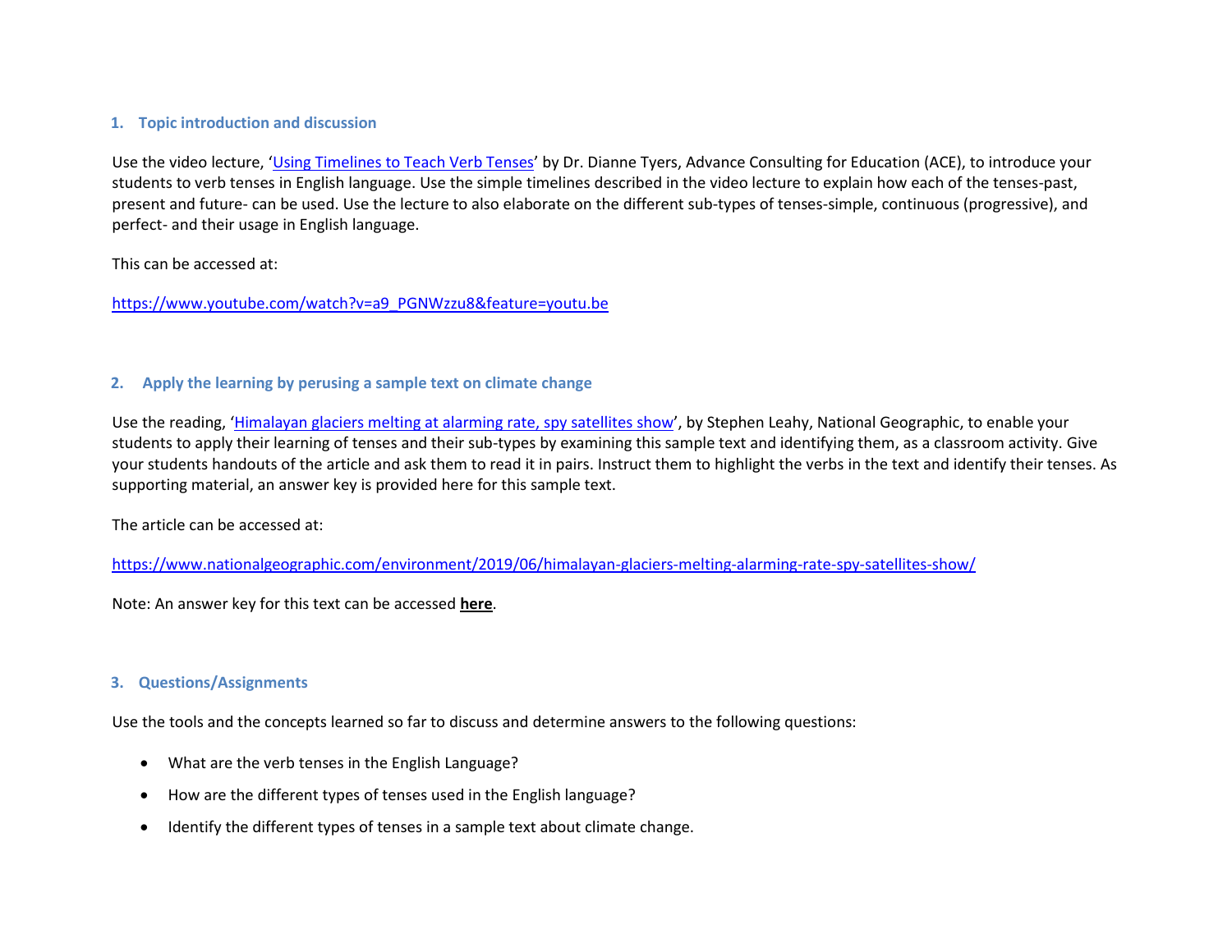### 1. Topic introduction and discussion

Use the video lecture, '[Using Timelines to Teach Verb Tenses](https://www.youtube.com/watch?v=a9_PGNWzzu8&feature=youtu.be)' by Dr. Dianne Tyers, Advance Consulting for Education (ACE), to introduce your students to verb tenses in English language. Use the simple timelines described in the video lecture to explain how each of the tenses-past, present and future- can be used. Use the lecture to also elaborate on the different sub-types of tenses-simple, continuous (progressive), and perfect- and their usage in English language.

This can be accessed at:

https://www.youtube.com/watch?v=a9_PGNWzzu8&feature=youtu.be

### 2. Apply the learning by perusing a sample text on climate change

Use the reading, '[Himalayan glaciers melting at alarming rate, spy satellites show](https://www.nationalgeographic.com/environment/2019/06/himalayan-glaciers-melting-alarming-rate-spy-satellites-show/)', by Stephen Leahy, National Geographic, to enable your students to apply their learning of tenses and their sub-types by examining this sample text and identifying them, as a classroom activity. Give your students handouts of the article and ask them to read it in pairs. Instruct them to highlight the verbs in the text and identify their tenses. As supporting material, an answer key is provided here for this sample text.

The article can be accessed at:

https://www.nationalgeographic.com/environment/2019/06/himalayan-glaciers-melting-alarming-rate-spy-satellites-show/

Note: An answer key for this text can be accessed **here**.

### 3. Questions/Assignments

Use the tools and the concepts learned so far to discuss and determine answers to the following questions:

- What are the verb tenses in the English Language?
- How are the different types of tenses used in the English language?
- Identify the different types of tenses in a sample text about climate change.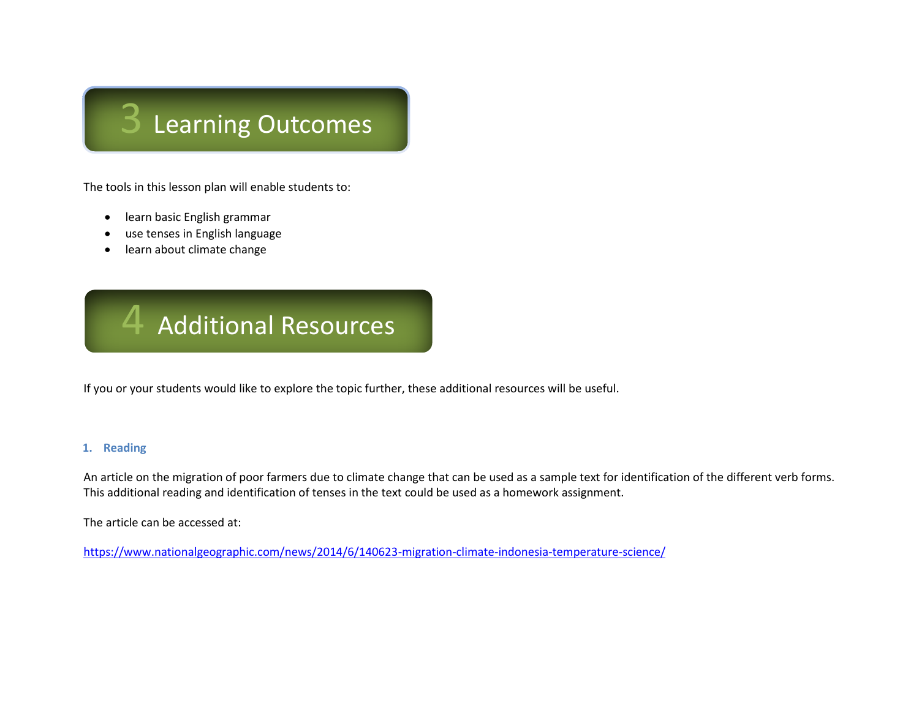# 3 Learning Outcomes

The tools in this lesson plan will enable students to:

- learn basic English grammar
- use tenses in English language
- learn about climate change

# 4 Additional Resources

If you or your students would like to explore the topic further, these additional resources will be useful.

### 1. Reading

An article on the migration of poor farmers due to climate change that can be used as a sample text for identification of the different verb forms. This additional reading and identification of tenses in the text could be used as a homework assignment.

The article can be accessed at:

https://www.nationalgeographic.com/news/2014/6/140623-migration-climate-indonesia-temperature-science/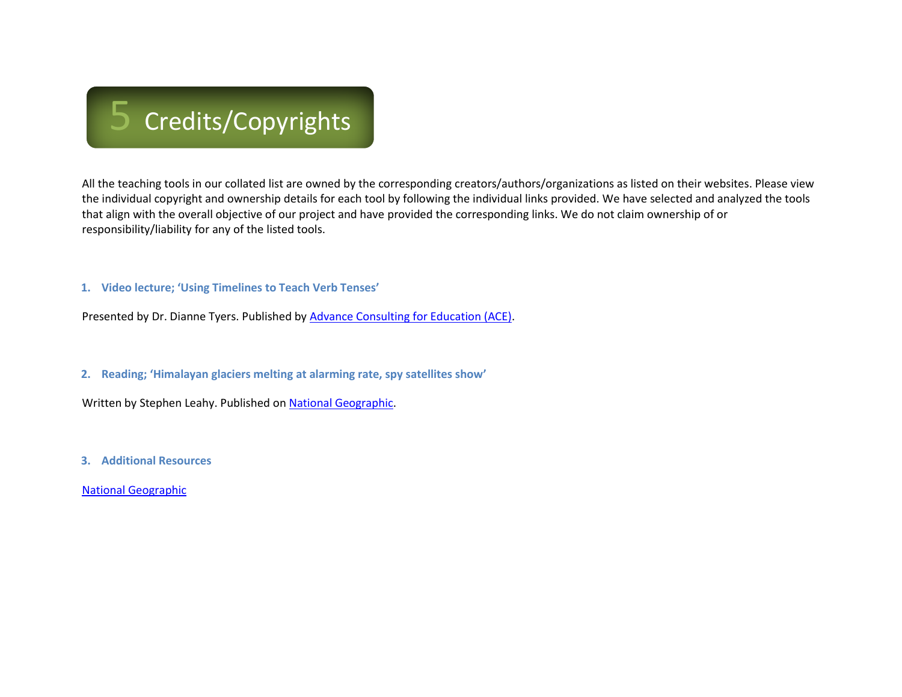# 5 Credits/Copyrights

All the teaching tools in our collated list are owned by the corresponding creators/authors/organizations as listed on their websites. Please view the individual copyright and ownership details for each tool by following the individual links provided. We have selected and analyzed the tools that align with the overall objective of our project and have provided the corresponding links. We do not claim ownership of or responsibility/liability for any of the listed tools.

### 1. Video lecture; 'Using Timelines to Teach Verb Tenses'

Presented by Dr. Dianne Tyers. Published by Advance Consulting for Education (ACE).

### 2. Reading; 'Himalayan glaciers melting at alarming rate, spy satellites show'

Written by Stephen Leahy. Published on National Geographic.

### 3. Additional Resources

National Geographic